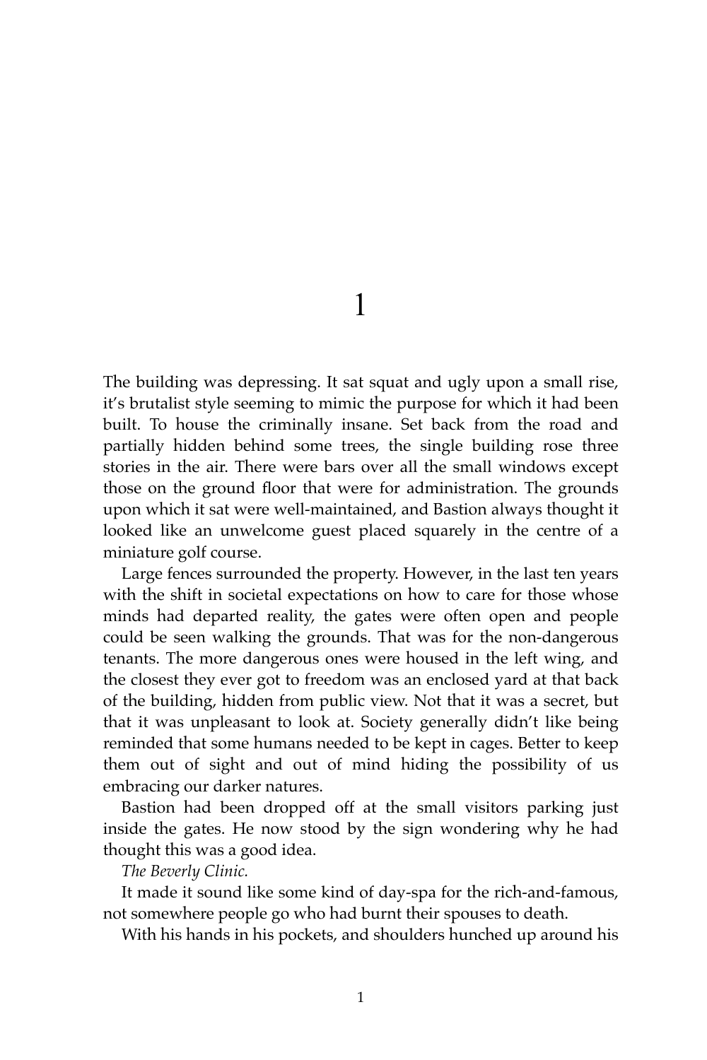# 1

The building was depressing. It sat squat and ugly upon a small rise, it's brutalist style seeming to mimic the purpose for which it had been built. To house the criminally insane. Set back from the road and partially hidden behind some trees, the single building rose three stories in the air. There were bars over all the small windows except those on the ground floor that were for administration. The grounds upon which it sat were well-maintained, and Bastion always thought it looked like an unwelcome guest placed squarely in the centre of a miniature golf course.

Large fences surrounded the property. However, in the last ten years with the shift in societal expectations on how to care for those whose minds had departed reality, the gates were often open and people could be seen walking the grounds. That was for the non-dangerous tenants. The more dangerous ones were housed in the left wing, and the closest they ever got to freedom was an enclosed yard at that back of the building, hidden from public view. Not that it was a secret, but that it was unpleasant to look at. Society generally didn't like being reminded that some humans needed to be kept in cages. Better to keep them out of sight and out of mind hiding the possibility of us embracing our darker natures.

Bastion had been dropped off at the small visitors parking just inside the gates. He now stood by the sign wondering why he had thought this was a good idea.

*The Beverly Clinic.*

It made it sound like some kind of day-spa for the rich-and-famous, not somewhere people go who had burnt their spouses to death.

With his hands in his pockets, and shoulders hunched up around his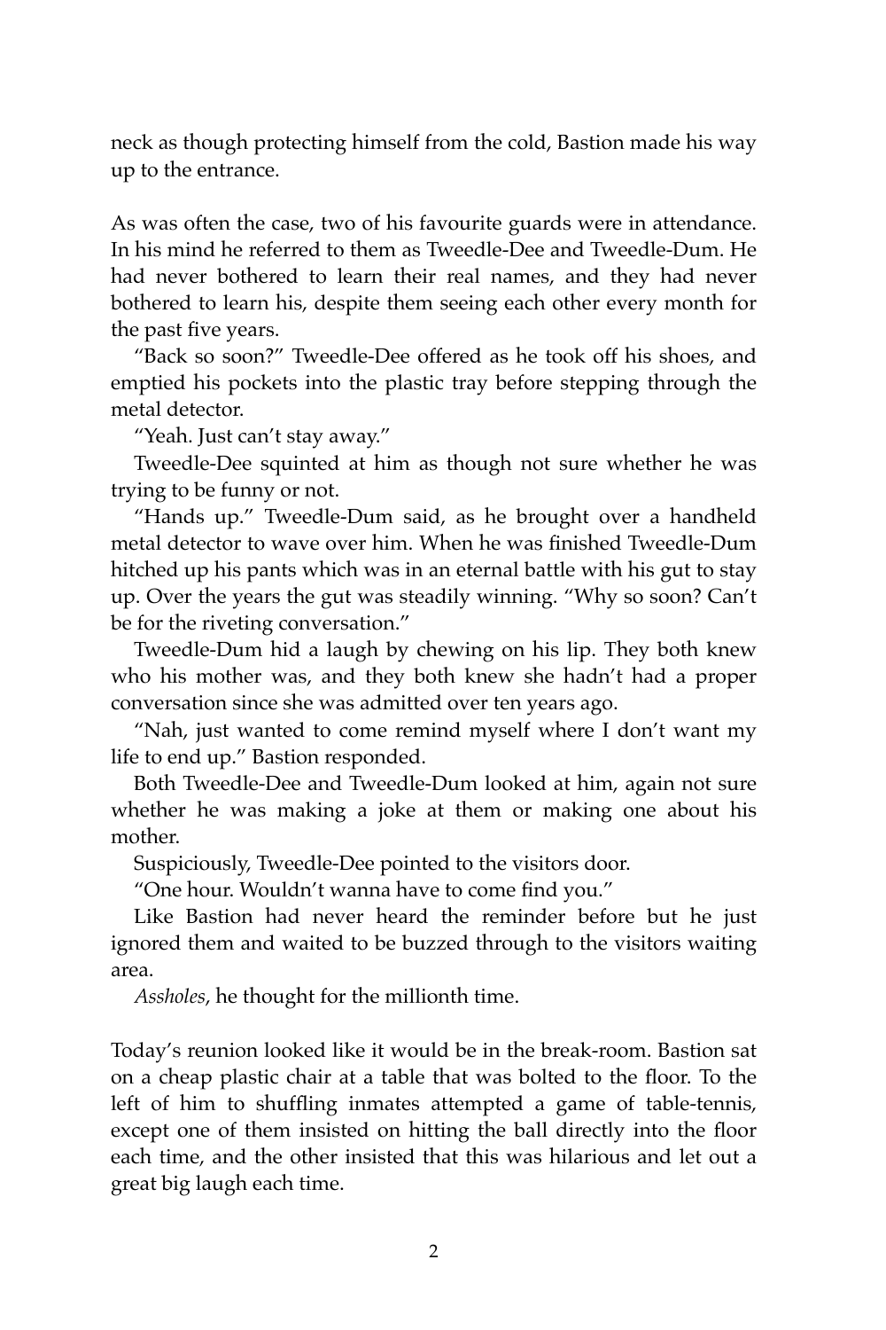neck as though protecting himself from the cold, Bastion made his way up to the entrance.

As was often the case, two of his favourite guards were in attendance. In his mind he referred to them as Tweedle-Dee and Tweedle-Dum. He had never bothered to learn their real names, and they had never bothered to learn his, despite them seeing each other every month for the past five years.

"Back so soon?" Tweedle-Dee offered as he took off his shoes, and emptied his pockets into the plastic tray before stepping through the metal detector.

"Yeah. Just can't stay away."

Tweedle-Dee squinted at him as though not sure whether he was trying to be funny or not.

"Hands up." Tweedle-Dum said, as he brought over a handheld metal detector to wave over him. When he was finished Tweedle-Dum hitched up his pants which was in an eternal battle with his gut to stay up. Over the years the gut was steadily winning. "Why so soon? Can't be for the riveting conversation."

Tweedle-Dum hid a laugh by chewing on his lip. They both knew who his mother was, and they both knew she hadn't had a proper conversation since she was admitted over ten years ago.

"Nah, just wanted to come remind myself where I don't want my life to end up." Bastion responded.

Both Tweedle-Dee and Tweedle-Dum looked at him, again not sure whether he was making a joke at them or making one about his mother.

Suspiciously, Tweedle-Dee pointed to the visitors door.

"One hour. Wouldn't wanna have to come find you."

Like Bastion had never heard the reminder before but he just ignored them and waited to be buzzed through to the visitors waiting area.

*Assholes*, he thought for the millionth time.

Today's reunion looked like it would be in the break-room. Bastion sat on a cheap plastic chair at a table that was bolted to the floor. To the left of him to shuffling inmates attempted a game of table-tennis, except one of them insisted on hitting the ball directly into the floor each time, and the other insisted that this was hilarious and let out a great big laugh each time.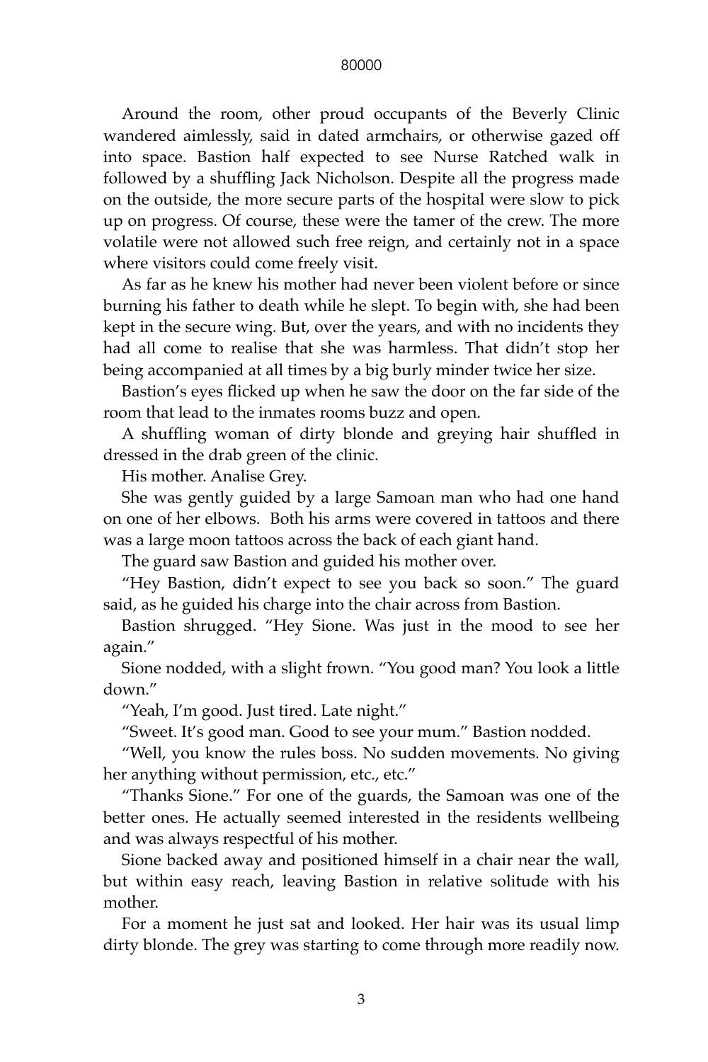Around the room, other proud occupants of the Beverly Clinic wandered aimlessly, said in dated armchairs, or otherwise gazed off into space. Bastion half expected to see Nurse Ratched walk in followed by a shuffling Jack Nicholson. Despite all the progress made on the outside, the more secure parts of the hospital were slow to pick up on progress. Of course, these were the tamer of the crew. The more volatile were not allowed such free reign, and certainly not in a space where visitors could come freely visit.

As far as he knew his mother had never been violent before or since burning his father to death while he slept. To begin with, she had been kept in the secure wing. But, over the years, and with no incidents they had all come to realise that she was harmless. That didn't stop her being accompanied at all times by a big burly minder twice her size.

Bastion's eyes flicked up when he saw the door on the far side of the room that lead to the inmates rooms buzz and open.

A shuffling woman of dirty blonde and greying hair shuffled in dressed in the drab green of the clinic.

His mother. Analise Grey.

She was gently guided by a large Samoan man who had one hand on one of her elbows. Both his arms were covered in tattoos and there was a large moon tattoos across the back of each giant hand.

The guard saw Bastion and guided his mother over.

"Hey Bastion, didn't expect to see you back so soon." The guard said, as he guided his charge into the chair across from Bastion.

Bastion shrugged. "Hey Sione. Was just in the mood to see her again."

Sione nodded, with a slight frown. "You good man? You look a little down."

"Yeah, I'm good. Just tired. Late night."

"Sweet. It's good man. Good to see your mum." Bastion nodded.

"Well, you know the rules boss. No sudden movements. No giving her anything without permission, etc., etc."

"Thanks Sione." For one of the guards, the Samoan was one of the better ones. He actually seemed interested in the residents wellbeing and was always respectful of his mother.

Sione backed away and positioned himself in a chair near the wall, but within easy reach, leaving Bastion in relative solitude with his mother.

For a moment he just sat and looked. Her hair was its usual limp dirty blonde. The grey was starting to come through more readily now.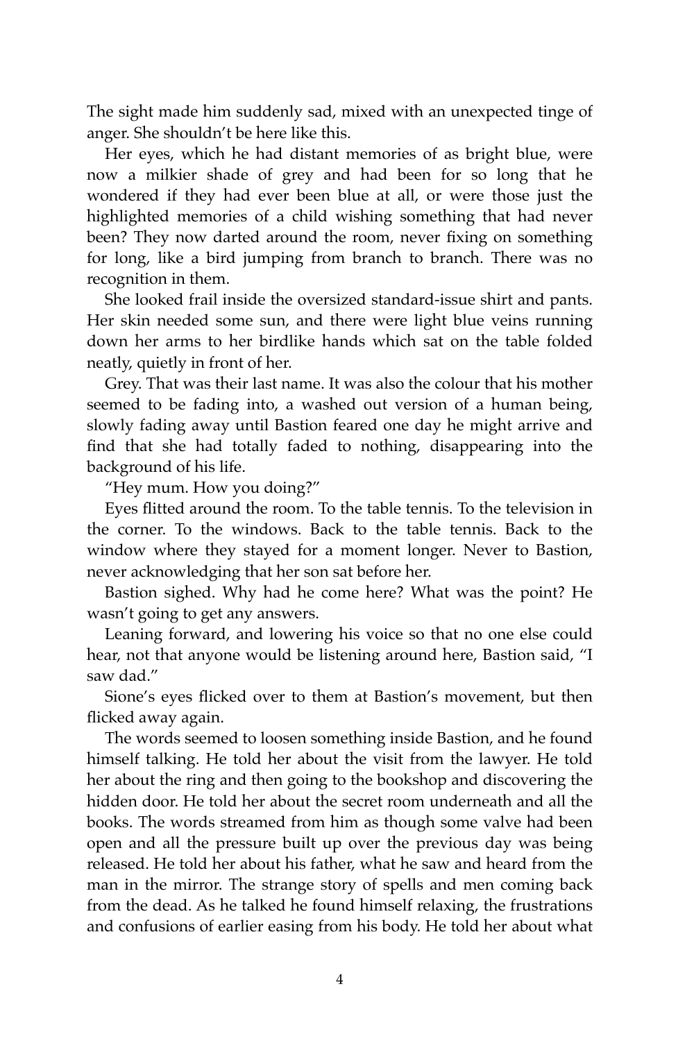The sight made him suddenly sad, mixed with an unexpected tinge of anger. She shouldn't be here like this.

Her eyes, which he had distant memories of as bright blue, were now a milkier shade of grey and had been for so long that he wondered if they had ever been blue at all, or were those just the highlighted memories of a child wishing something that had never been? They now darted around the room, never fixing on something for long, like a bird jumping from branch to branch. There was no recognition in them.

She looked frail inside the oversized standard-issue shirt and pants. Her skin needed some sun, and there were light blue veins running down her arms to her birdlike hands which sat on the table folded neatly, quietly in front of her.

Grey. That was their last name. It was also the colour that his mother seemed to be fading into, a washed out version of a human being, slowly fading away until Bastion feared one day he might arrive and find that she had totally faded to nothing, disappearing into the background of his life.

"Hey mum. How you doing?"

Eyes flitted around the room. To the table tennis. To the television in the corner. To the windows. Back to the table tennis. Back to the window where they stayed for a moment longer. Never to Bastion, never acknowledging that her son sat before her.

Bastion sighed. Why had he come here? What was the point? He wasn't going to get any answers.

Leaning forward, and lowering his voice so that no one else could hear, not that anyone would be listening around here, Bastion said, "I saw dad."

Sione's eyes flicked over to them at Bastion's movement, but then flicked away again.

The words seemed to loosen something inside Bastion, and he found himself talking. He told her about the visit from the lawyer. He told her about the ring and then going to the bookshop and discovering the hidden door. He told her about the secret room underneath and all the books. The words streamed from him as though some valve had been open and all the pressure built up over the previous day was being released. He told her about his father, what he saw and heard from the man in the mirror. The strange story of spells and men coming back from the dead. As he talked he found himself relaxing, the frustrations and confusions of earlier easing from his body. He told her about what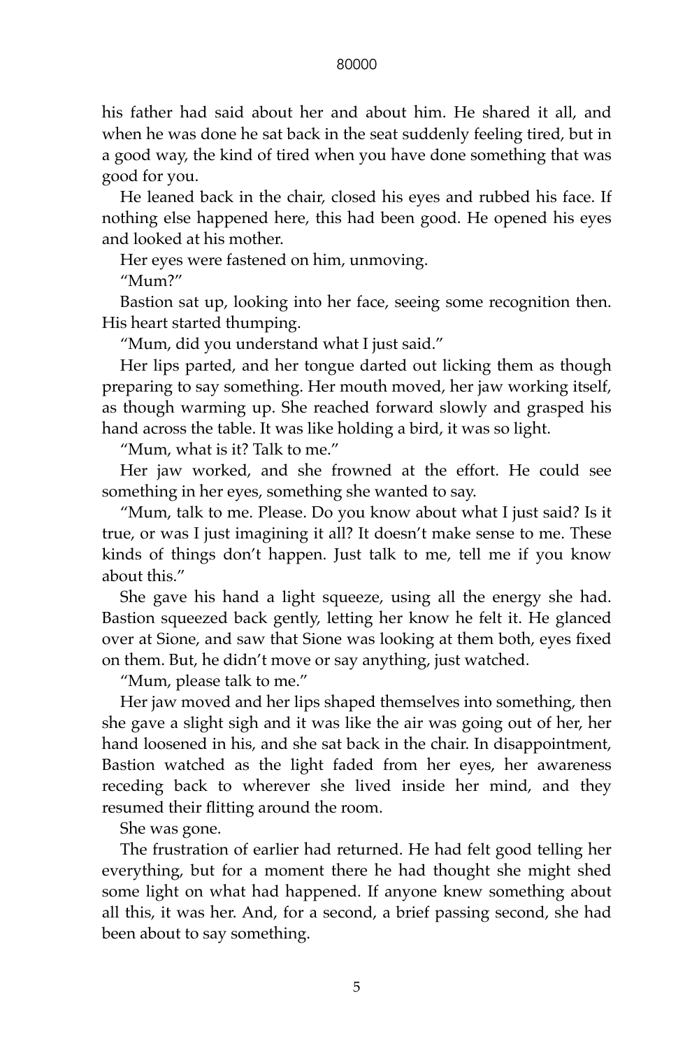his father had said about her and about him. He shared it all, and when he was done he sat back in the seat suddenly feeling tired, but in a good way, the kind of tired when you have done something that was good for you.

He leaned back in the chair, closed his eyes and rubbed his face. If nothing else happened here, this had been good. He opened his eyes and looked at his mother.

Her eyes were fastened on him, unmoving.

"Mum?"

Bastion sat up, looking into her face, seeing some recognition then. His heart started thumping.

"Mum, did you understand what I just said."

Her lips parted, and her tongue darted out licking them as though preparing to say something. Her mouth moved, her jaw working itself, as though warming up. She reached forward slowly and grasped his hand across the table. It was like holding a bird, it was so light.

"Mum, what is it? Talk to me."

Her jaw worked, and she frowned at the effort. He could see something in her eyes, something she wanted to say.

"Mum, talk to me. Please. Do you know about what I just said? Is it true, or was I just imagining it all? It doesn't make sense to me. These kinds of things don't happen. Just talk to me, tell me if you know about this."

She gave his hand a light squeeze, using all the energy she had. Bastion squeezed back gently, letting her know he felt it. He glanced over at Sione, and saw that Sione was looking at them both, eyes fixed on them. But, he didn't move or say anything, just watched.

"Mum, please talk to me."

Her jaw moved and her lips shaped themselves into something, then she gave a slight sigh and it was like the air was going out of her, her hand loosened in his, and she sat back in the chair. In disappointment, Bastion watched as the light faded from her eyes, her awareness receding back to wherever she lived inside her mind, and they resumed their flitting around the room.

She was gone.

The frustration of earlier had returned. He had felt good telling her everything, but for a moment there he had thought she might shed some light on what had happened. If anyone knew something about all this, it was her. And, for a second, a brief passing second, she had been about to say something.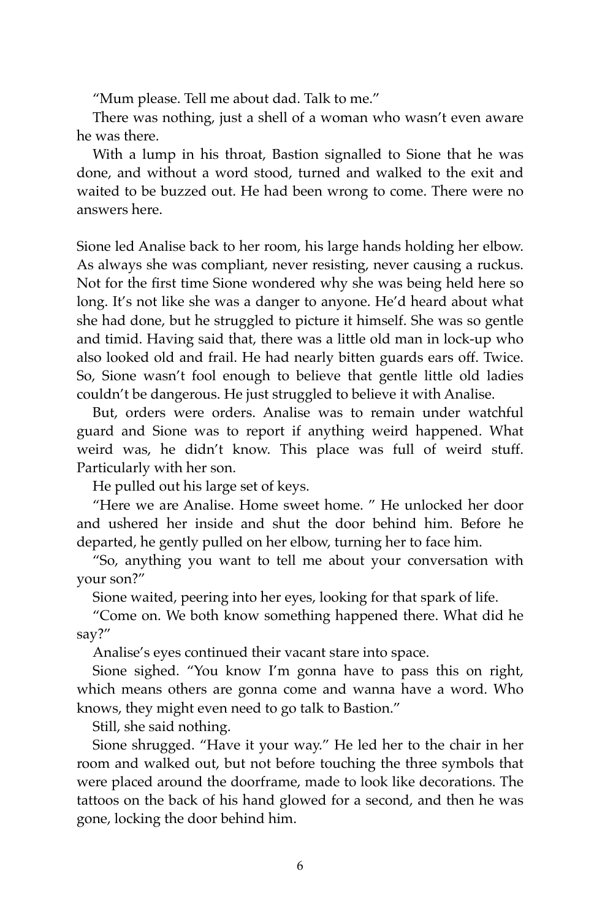“Mum please. Tell me about dad. Talk to me.”

There was nothing, just a shell of a woman who wasn’t even aware he was there.

With a lump in his throat, Bastion signalled to Sione that he was done, and without a word stood, turned and walked to the exit and waited to be buzzed out. He had been wrong to come. There were no answers here.

Sione led Analise back to her room, his large hands holding her elbow. As always she was compliant, never resisting, never causing a ruckus. Not for the first time Sione wondered why she was being held here so long. It’s not like she was a danger to anyone. He’d heard about what she had done, but he struggled to picture it himself. She was so gentle and timid. Having said that, there was a little old man in lock-up who also looked old and frail. He had nearly bitten guards ears off. Twice. So, Sione wasn’t fool enough to believe that gentle little old ladies couldn’t be dangerous. He just struggled to believe it with Analise.

But, orders were orders. Analise was to remain under watchful guard and Sione was to report if anything weird happened. What weird was, he didn’t know. This place was full of weird stuff. Particularly with her son.

He pulled out his large set of keys.

“Here we are Analise. Home sweet home. ” He unlocked her door and ushered her inside and shut the door behind him. Before he departed, he gently pulled on her elbow, turning her to face him.

“So, anything you want to tell me about your conversation with your son?”

Sione waited, peering into her eyes, looking for that spark of life.

“Come on. We both know something happened there. What did he say?”

Analise’s eyes continued their vacant stare into space.

Sione sighed. “You know I’m gonna have to pass this on right, which means others are gonna come and wanna have a word. Who knows, they might even need to go talk to Bastion.”

Still, she said nothing.

Sione shrugged. “Have it your way.” He led her to the chair in her room and walked out, but not before touching the three symbols that were placed around the doorframe, made to look like decorations. The tattoos on the back of his hand glowed for a second, and then he was gone, locking the door behind him.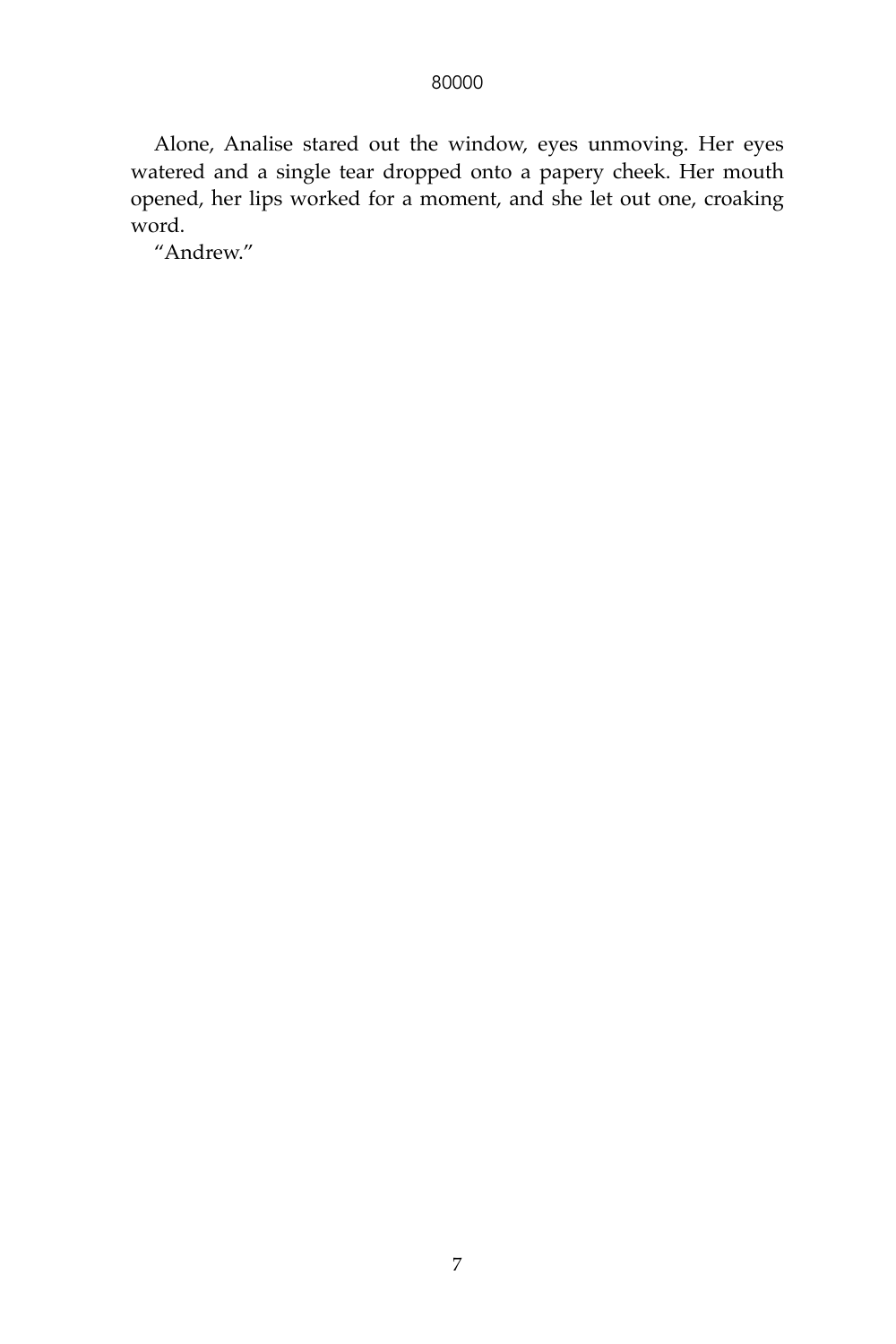Alone, Analise stared out the window, eyes unmoving. Her eyes watered and a single tear dropped onto a papery cheek. Her mouth opened, her lips worked for a moment, and she let out one, croaking word.

"Andrew."